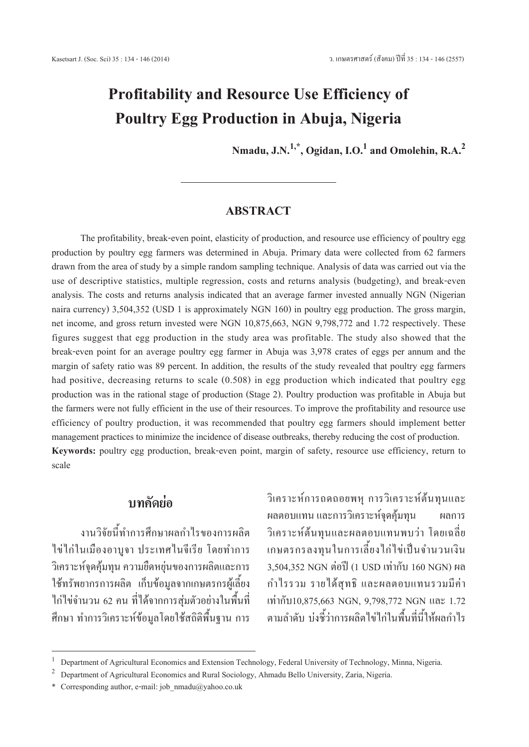# Profitability and Resource Use Efficiency of Poultry Egg Production in Abuja, Nigeria

**Nmadu, J.N.[1,*], Ogidan, I.O.[1] and Omolehin, R.A.[2]**

## ABSTRACT

The profitability, break-even point, elasticity of production, and resource use efficiency of poultry egg production by poultry egg farmers was determined in Abuja. Primary data were collected from 62 farmers drawn from the area of study by a simple random sampling technique. Analysis of data was carried out via the use of descriptive statistics, multiple regression, costs and returns analysis (budgeting), and break-even analysis. The costs and returns analysis indicated that an average farmer invested annually NGN (Nigerian naira currency) 3,504,352 (USD 1 is approximately NGN 160) in poultry egg production. The gross margin, net income, and gross return invested were NGN 10,875,663, NGN 9,798,772 and 1.72 respectively. These figures suggest that egg production in the study area was profitable. The study also showed that the break-even point for an average poultry egg farmer in Abuja was 3,978 crates of eggs per annum and the margin of safety ratio was 89 percent. In addition, the results of the study revealed that poultry egg farmers had positive, decreasing returns to scale (0.508) in egg production which indicated that poultry egg production was in the rational stage of production (Stage 2). Poultry production was profitable in Abuja but the farmers were not fully efficient in the use of their resources. To improve the profitability and resource use efficiency of poultry production, it was recommended that poultry egg farmers should implement better management practices to minimize the incidence of disease outbreaks, thereby reducing the cost of production.

**Keywords:** poultry egg production, break-even point, margin of safety, resource use efficiency, return to scale

## บทคัดย่อ

งานวิจัยนี้ทำการศึกษาผลกำไรของการผลิตไข่ไก่ในเมืองอาบูจา ประเทศไนจีเรีย โดยทำการวิเคราะห์จุดคุ้มทุน ความยืดหยุ่นของการผลิตและการใช้ทรัพยากรการผลิต เก็บข้อมูลจากเกษตรกรผู้เลี้ยงไก่ไข่จำนวน 62 คน ที่ได้จากการสุ่มตัวอย่างในพื้นที่ศึกษา ทำการวิเคราะห์ข้อมูลโดยใช้สถิติพื้นฐาน การวิเคราะห์การถดถอยพหุ การวิเคราะห์ต้นทุนและผลตอบแทน และการวิเคราะห์จุดคุ้มทุน ผลการวิเคราะห์ต้นทุนและผลตอบแทนพบว่า โดยเฉลี่ยเกษตรกรลงทุนในการเลี้ยงไก่ไข่เป็นจำนวนเงิน 3,504,352 NGN ต่อปี (1 USD เท่ากับ 160 NGN) ผลกำไรรวม รายได้สุทธิ และผลตอบแทนรวมมีค่าเท่ากับ10,875,663 NGN, 9,798,772 NGN และ 1.72 ตามลำดับ บ่งชี้ว่าการผลิตไข่ไก่ในพื้นที่นี้ให้ผลกำไร

---

[1] Department of Agricultural Economics and Extension Technology, Federal University of Technology, Minna, Nigeria.

[2] Department of Agricultural Economics and Rural Sociology, Ahmadu Bello University, Zaria, Nigeria.

\* Corresponding author, e-mail: job_nmadu@yahoo.co.uk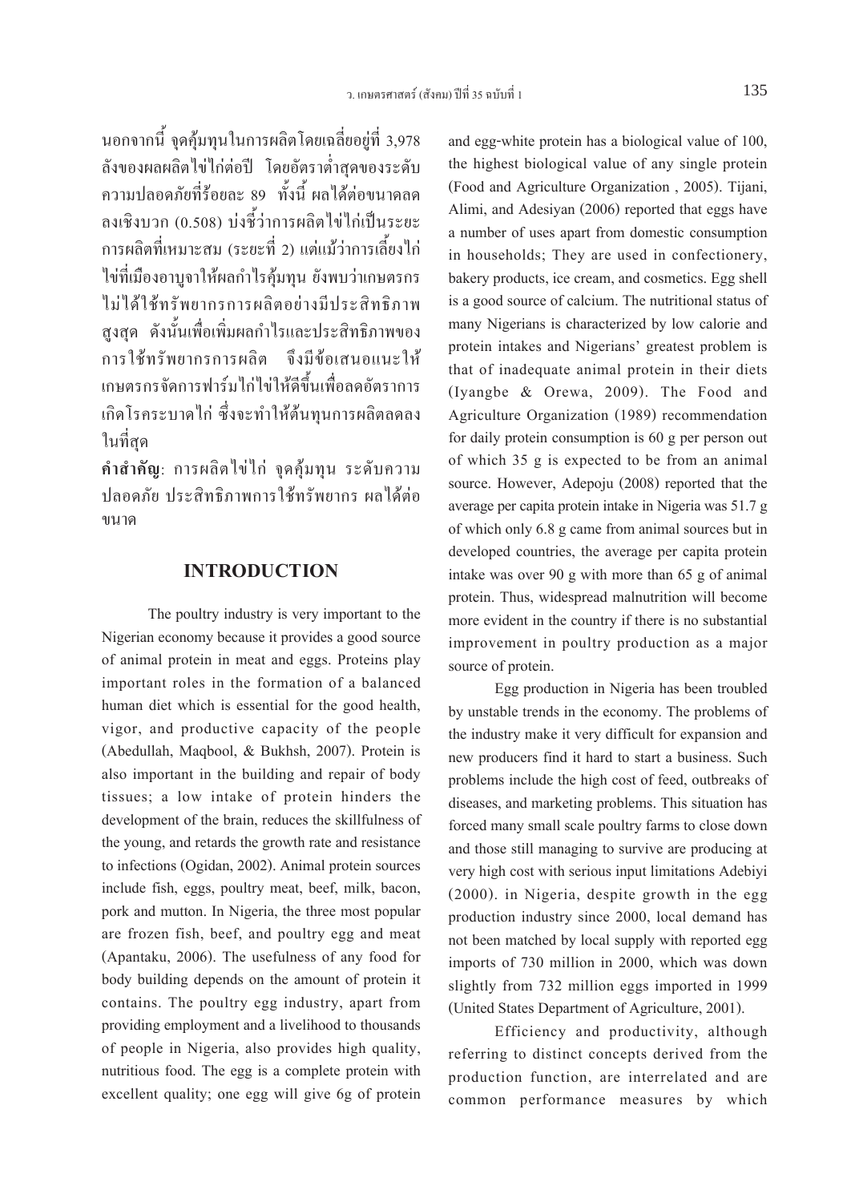นอกจากนี้ จุดคุ้มทุนในการผลิตโดยเฉลี่ยอยู่ที่ 3,978 ลังของผลผลิตไข่ไก่ต่อปี โดยอัตราต่ำสุดของระดับความปลอดภัยที่ร้อยละ 89 ทั้งนี้ ผลได้ต่อขนาดลดลงเชิงบวก (0.508) บ่งชี้ว่าการผลิตไข่ไก่เป็นระยะการผลิตที่เหมาะสม (ระยะที่ 2) แต่แม้ว่าการเลี้ยงไก่ไข่ที่เมืองอาบูจาให้ผลกำไรคุ้มทุน ยังพบว่าเกษตรกรไม่ได้ใช้ทรัพยากรการผลิตอย่างมีประสิทธิภาพสูงสุด ดังนั้นเพื่อเพิ่มผลกำไรและประสิทธิภาพของการใช้ทรัพยากรการผลิต จึงมีข้อเสนอแนะให้เกษตรกรจัดการฟาร์มไก่ไข่ให้ดีขึ้นเพื่อลดอัตราการเกิดโรคระบาดไก่ ซึ่งจะทำให้ต้นทุนการผลิตลดลงในที่สุด

**คำสำคัญ**: การผลิตไข่ไก่ จุดคุ้มทุน ระดับความปลอดภัย ประสิทธิภาพการใช้ทรัพยากร ผลได้ต่อขนาด

## INTRODUCTION

The poultry industry is very important to the Nigerian economy because it provides a good source of animal protein in meat and eggs. Proteins play important roles in the formation of a balanced human diet which is essential for the good health, vigor, and productive capacity of the people (Abedullah, Maqbool, & Bukhsh, 2007). Protein is also important in the building and repair of body tissues; a low intake of protein hinders the development of the brain, reduces the skillfulness of the young, and retards the growth rate and resistance to infections (Ogidan, 2002). Animal protein sources include fish, eggs, poultry meat, beef, milk, bacon, pork and mutton. In Nigeria, the three most popular are frozen fish, beef, and poultry egg and meat (Apantaku, 2006). The usefulness of any food for body building depends on the amount of protein it contains. The poultry egg industry, apart from providing employment and a livelihood to thousands of people in Nigeria, also provides high quality, nutritious food. The egg is a complete protein with excellent quality; one egg will give 6g of protein and egg-white protein has a biological value of 100, the highest biological value of any single protein (Food and Agriculture Organization , 2005). Tijani, Alimi, and Adesiyan (2006) reported that eggs have a number of uses apart from domestic consumption in households; They are used in confectionery, bakery products, ice cream, and cosmetics. Egg shell is a good source of calcium. The nutritional status of many Nigerians is characterized by low calorie and protein intakes and Nigerians' greatest problem is that of inadequate animal protein in their diets (Iyangbe & Orewa, 2009). The Food and Agriculture Organization (1989) recommendation for daily protein consumption is 60 g per person out of which 35 g is expected to be from an animal source. However, Adepoju (2008) reported that the average per capita protein intake in Nigeria was 51.7 g of which only 6.8 g came from animal sources but in developed countries, the average per capita protein intake was over 90 g with more than 65 g of animal protein. Thus, widespread malnutrition will become more evident in the country if there is no substantial improvement in poultry production as a major source of protein.

Egg production in Nigeria has been troubled by unstable trends in the economy. The problems of the industry make it very difficult for expansion and new producers find it hard to start a business. Such problems include the high cost of feed, outbreaks of diseases, and marketing problems. This situation has forced many small scale poultry farms to close down and those still managing to survive are producing at very high cost with serious input limitations Adebiyi (2000). in Nigeria, despite growth in the egg production industry since 2000, local demand has not been matched by local supply with reported egg imports of 730 million in 2000, which was down slightly from 732 million eggs imported in 1999 (United States Department of Agriculture, 2001).

Efficiency and productivity, although referring to distinct concepts derived from the production function, are interrelated and are common performance measures by which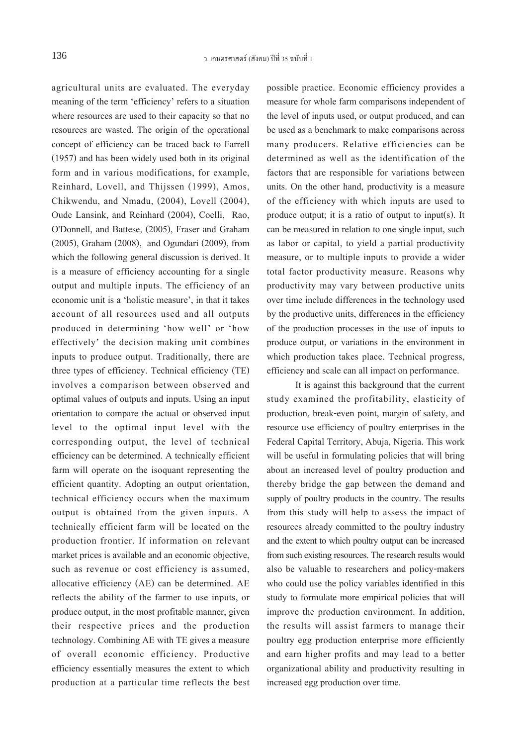agricultural units are evaluated. The everyday meaning of the term 'efficiency' refers to a situation where resources are used to their capacity so that no resources are wasted. The origin of the operational concept of efficiency can be traced back to Farrell (1957) and has been widely used both in its original form and in various modifications, for example, Reinhard, Lovell, and Thijssen (1999), Amos, Chikwendu, and Nmadu, (2004), Lovell (2004), Oude Lansink, and Reinhard (2004), Coelli, Rao, O'Donnell, and Battese, (2005), Fraser and Graham (2005), Graham (2008), and Ogundari (2009), from which the following general discussion is derived. It is a measure of efficiency accounting for a single output and multiple inputs. The efficiency of an economic unit is a 'holistic measure', in that it takes account of all resources used and all outputs produced in determining 'how well' or 'how effectively' the decision making unit combines inputs to produce output. Traditionally, there are three types of efficiency. Technical efficiency (TE) involves a comparison between observed and optimal values of outputs and inputs. Using an input orientation to compare the actual or observed input level to the optimal input level with the corresponding output, the level of technical efficiency can be determined. A technically efficient farm will operate on the isoquant representing the efficient quantity. Adopting an output orientation, technical efficiency occurs when the maximum output is obtained from the given inputs. A technically efficient farm will be located on the production frontier. If information on relevant market prices is available and an economic objective, such as revenue or cost efficiency is assumed, allocative efficiency (AE) can be determined. AE reflects the ability of the farmer to use inputs, or produce output, in the most profitable manner, given their respective prices and the production technology. Combining AE with TE gives a measure of overall economic efficiency. Productive efficiency essentially measures the extent to which production at a particular time reflects the best possible practice. Economic efficiency provides a measure for whole farm comparisons independent of the level of inputs used, or output produced, and can be used as a benchmark to make comparisons across many producers. Relative efficiencies can be determined as well as the identification of the factors that are responsible for variations between units. On the other hand, productivity is a measure of the efficiency with which inputs are used to produce output; it is a ratio of output to input(s). It can be measured in relation to one single input, such as labor or capital, to yield a partial productivity measure, or to multiple inputs to provide a wider total factor productivity measure. Reasons why productivity may vary between productive units over time include differences in the technology used by the productive units, differences in the efficiency of the production processes in the use of inputs to produce output, or variations in the environment in which production takes place. Technical progress, efficiency and scale can all impact on performance.

It is against this background that the current study examined the profitability, elasticity of production, break-even point, margin of safety, and resource use efficiency of poultry enterprises in the Federal Capital Territory, Abuja, Nigeria. This work will be useful in formulating policies that will bring about an increased level of poultry production and thereby bridge the gap between the demand and supply of poultry products in the country. The results from this study will help to assess the impact of resources already committed to the poultry industry and the extent to which poultry output can be increased from such existing resources. The research results would also be valuable to researchers and policy-makers who could use the policy variables identified in this study to formulate more empirical policies that will improve the production environment. In addition, the results will assist farmers to manage their poultry egg production enterprise more efficiently and earn higher profits and may lead to a better organizational ability and productivity resulting in increased egg production over time.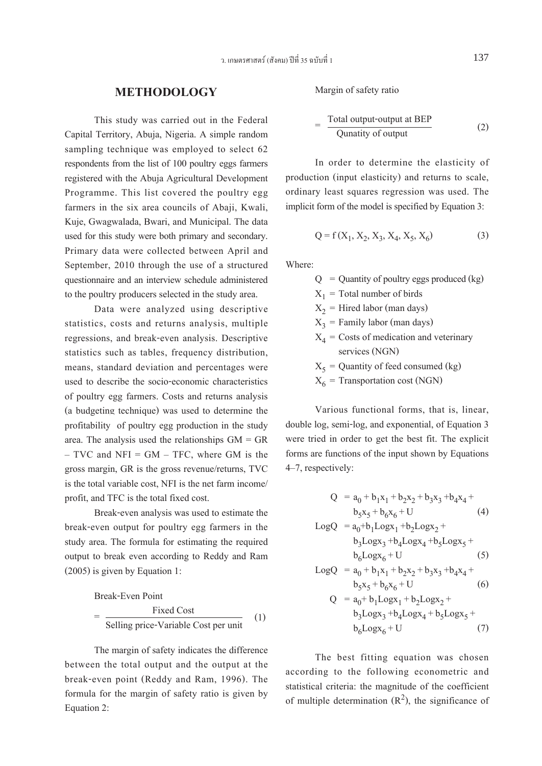## METHODOLOGY

This study was carried out in the Federal Capital Territory, Abuja, Nigeria. A simple random sampling technique was employed to select 62 respondents from the list of 100 poultry eggs farmers registered with the Abuja Agricultural Development Programme. This list covered the poultry egg farmers in the six area councils of Abaji, Kwali, Kuje, Gwagwalada, Bwari, and Municipal. The data used for this study were both primary and secondary. Primary data were collected between April and September, 2010 through the use of a structured questionnaire and an interview schedule administered to the poultry producers selected in the study area.

Data were analyzed using descriptive statistics, costs and returns analysis, multiple regressions, and break-even analysis. Descriptive statistics such as tables, frequency distribution, means, standard deviation and percentages were used to describe the socio-economic characteristics of poultry egg farmers. Costs and returns analysis (a budgeting technique) was used to determine the profitability of poultry egg production in the study area. The analysis used the relationships GM = GR – TVC and NFI = GM – TFC, where GM is the gross margin, GR is the gross revenue/returns, TVC is the total variable cost, NFI is the net farm income/profit, and TFC is the total fixed cost.

Break-even analysis was used to estimate the break-even output for poultry egg farmers in the study area. The formula for estimating the required output to break even according to Reddy and Ram (2005) is given by Equation 1:

$$\text{Break-Even Point} = \frac{\text{Fixed Cost}}{\text{Selling price-Variable Cost per unit}} \qquad (1)$$

The margin of safety indicates the difference between the total output and the output at the break-even point (Reddy and Ram, 1996). The formula for the margin of safety ratio is given by Equation 2:

Margin of safety ratio

$$= \frac{\text{Total output-output at BEP}}{\text{Qunatity of output}} \qquad (2)$$

In order to determine the elasticity of production (input elasticity) and returns to scale, ordinary least squares regression was used. The implicit form of the model is specified by Equation 3:

$$Q = f(X_1, X_2, X_3, X_4, X_5, X_6) \qquad (3)$$

Where:

- $Q$ = Quantity of poultry eggs produced (kg)
- $X_1$ = Total number of birds
- $X_2$ = Hired labor (man days)
- $X_3$ = Family labor (man days)
- $X_4$ = Costs of medication and veterinary services (NGN)
- $X_5$ = Quantity of feed consumed (kg)
- $X_6$ = Transportation cost (NGN)

Various functional forms, that is, linear, double log, semi-log, and exponential, of Equation 3 were tried in order to get the best fit. The explicit forms are functions of the input shown by Equations 4–7, respectively:

$$Q = a_0 + b_1x_1 + b_2x_2 + b_3x_3 + b_4x_4 + b_5x_5 + b_6x_6 + U \qquad (4)$$

$$\text{Log}Q = a_0 + b_1\text{Log}x_1 + b_2\text{Log}x_2 + b_3\text{Log}x_3 + b_4\text{Log}x_4 + b_5\text{Log}x_5 + b_6\text{Log}x_6 + U \qquad (5)$$

$$\text{Log}Q = a_0 + b_1x_1 + b_2x_2 + b_3x_3 + b_4x_4 + b_5x_5 + b_6x_6 + U \qquad (6)$$

$$Q = a_0 + b_1\text{Log}x_1 + b_2\text{Log}x_2 + b_3\text{Log}x_3 + b_4\text{Log}x_4 + b_5\text{Log}x_5 + b_6\text{Log}x_6 + U \qquad (7)$$

The best fitting equation was chosen according to the following econometric and statistical criteria: the magnitude of the coefficient of multiple determination ($R^2$), the significance of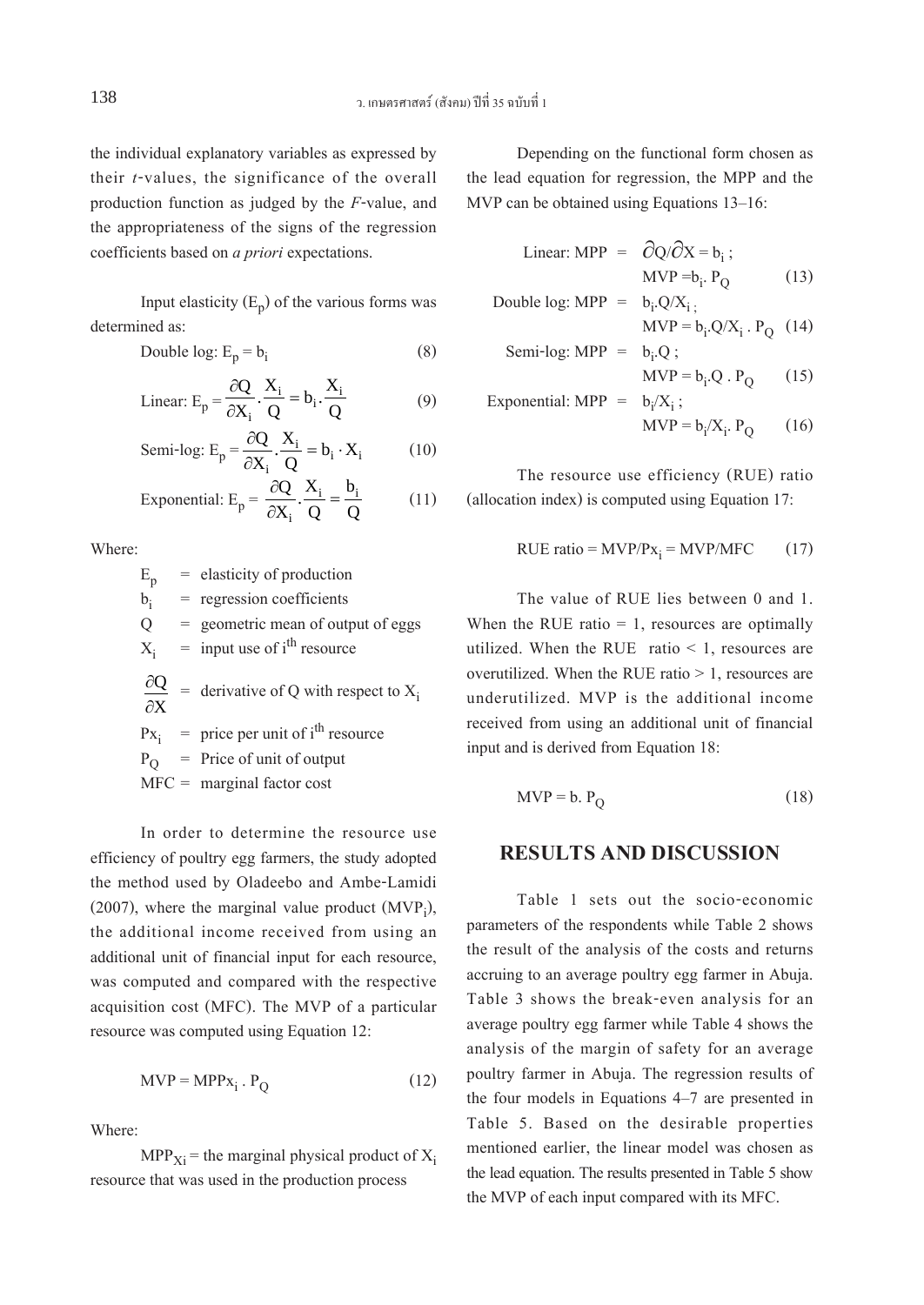the individual explanatory variables as expressed by their *t*-values, the significance of the overall production function as judged by the *F*-value, and the appropriateness of the signs of the regression coefficients based on *a priori* expectations.

Input elasticity ($E_p$) of the various forms was determined as:

$$\text{Double log: } E_p = b_i \tag{8}$$

$$\text{Linear: } E_p = \frac{\partial Q}{\partial X_i} \cdot \frac{X_i}{Q} = b_i \cdot \frac{X_i}{Q} \tag{9}$$

$$\text{Semi-log: } E_p = \frac{\partial Q}{\partial X_i} \cdot \frac{X_i}{Q} = b_i \cdot X_i \tag{10}$$

$$\text{Exponential: } E_p = \frac{\partial Q}{\partial X_i} \cdot \frac{X_i}{Q} = \frac{b_i}{Q} \tag{11}$$

Where:

$E_p$ = elasticity of production

$b_i$ = regression coefficients

$Q$ = geometric mean of output of eggs

$X_i$ = input use of $i^{th}$ resource

$\frac{\partial Q}{\partial X}$ = derivative of Q with respect to $X_i$

$Px_i$ = price per unit of $i^{th}$ resource

$P_Q$ = Price of unit of output

MFC = marginal factor cost

In order to determine the resource use efficiency of poultry egg farmers, the study adopted the method used by Oladeebo and Ambe-Lamidi (2007), where the marginal value product ($MVP_i$), the additional income received from using an additional unit of financial input for each resource, was computed and compared with the respective acquisition cost (MFC). The MVP of a particular resource was computed using Equation 12:

$$MVP = MPPx_i \cdot P_Q \tag{12}$$

Where:

$MPP_{Xi}$ = the marginal physical product of $X_i$ resource that was used in the production process

Depending on the functional form chosen as the lead equation for regression, the MPP and the MVP can be obtained using Equations 13–16:

$$\text{Linear: } MPP = \partial Q/\partial X = b_i \text{ ; } MVP = b_i \cdot P_Q \tag{13}$$

$$\text{Double log: } MPP = b_i \cdot Q/X_i \text{ ; } MVP = b_i \cdot Q/X_i \cdot P_Q \tag{14}$$

$$\text{Semi-log: } MPP = b_i \cdot Q \text{ ; } MVP = b_i \cdot Q \cdot P_Q \tag{15}$$

$$\text{Exponential: } MPP = b_i/X_i \text{ ; } MVP = b_i/X_i \cdot P_Q \tag{16}$$

The resource use efficiency (RUE) ratio (allocation index) is computed using Equation 17:

$$\text{RUE ratio} = MVP/Px_i = MVP/MFC \tag{17}$$

The value of RUE lies between 0 and 1. When the RUE ratio = 1, resources are optimally utilized. When the RUE ratio < 1, resources are overutilized. When the RUE ratio > 1, resources are underutilized. MVP is the additional income received from using an additional unit of financial input and is derived from Equation 18:

$$MVP = b \cdot P_Q \tag{18}$$

## RESULTS AND DISCUSSION

Table 1 sets out the socio-economic parameters of the respondents while Table 2 shows the result of the analysis of the costs and returns accruing to an average poultry egg farmer in Abuja. Table 3 shows the break-even analysis for an average poultry egg farmer while Table 4 shows the analysis of the margin of safety for an average poultry farmer in Abuja. The regression results of the four models in Equations 4–7 are presented in Table 5. Based on the desirable properties mentioned earlier, the linear model was chosen as the lead equation. The results presented in Table 5 show the MVP of each input compared with its MFC.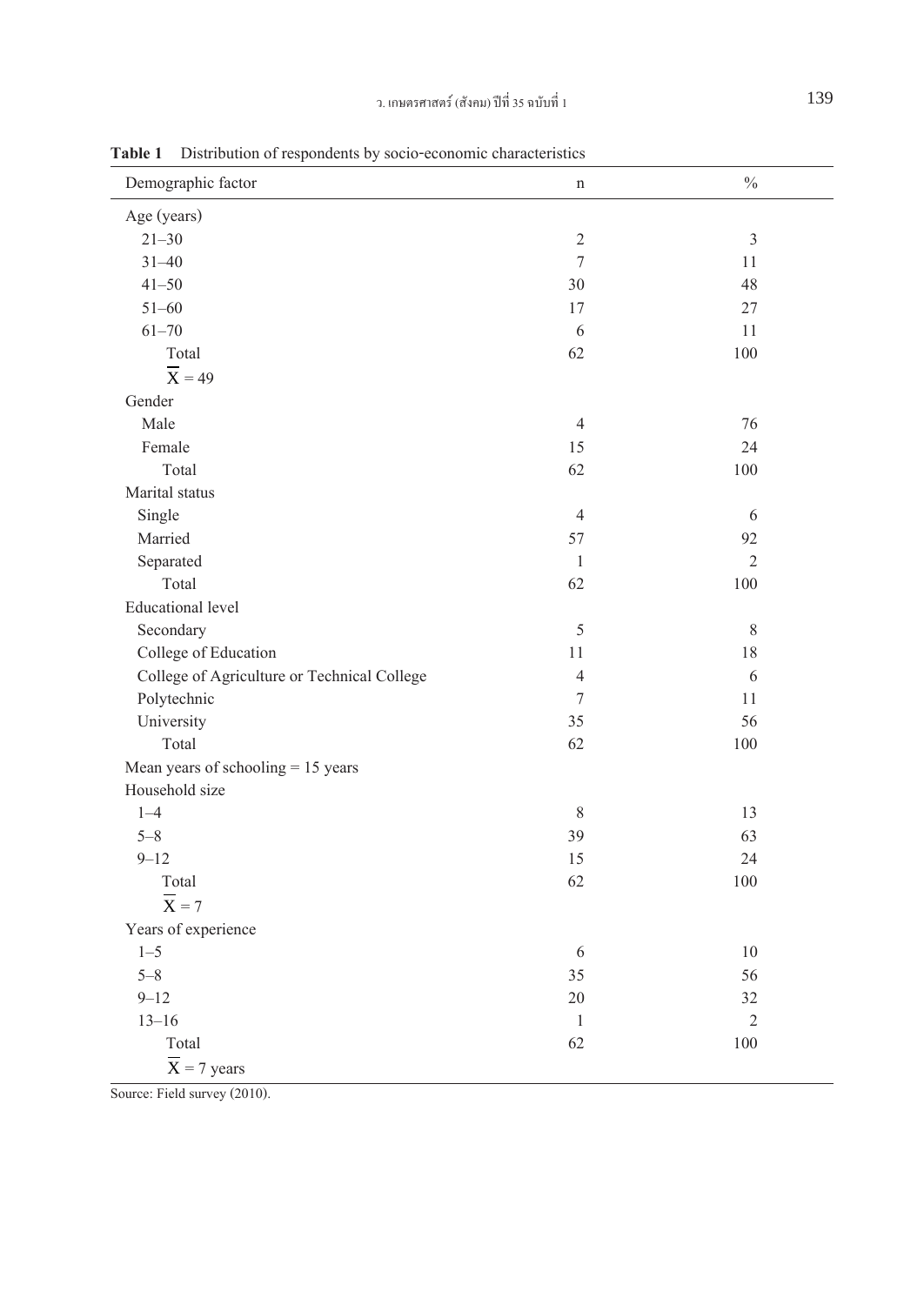**Table 1** Distribution of respondents by socio-economic characteristics

| Demographic factor | n | % |
|---|---|---|
| Age (years) | | |
| 21–30 | 2 | 3 |
| 31–40 | 7 | 11 |
| 41–50 | 30 | 48 |
| 51–60 | 17 | 27 |
| 61–70 | 6 | 11 |
| Total | 62 | 100 |
| $\overline{X} = 49$ | | |
| Gender | | |
| Male | 4 | 76 |
| Female | 15 | 24 |
| Total | 62 | 100 |
| Marital status | | |
| Single | 4 | 6 |
| Married | 57 | 92 |
| Separated | 1 | 2 |
| Total | 62 | 100 |
| Educational level | | |
| Secondary | 5 | 8 |
| College of Education | 11 | 18 |
| College of Agriculture or Technical College | 4 | 6 |
| Polytechnic | 7 | 11 |
| University | 35 | 56 |
| Total | 62 | 100 |
| Mean years of schooling = 15 years | | |
| Household size | | |
| 1–4 | 8 | 13 |
| 5–8 | 39 | 63 |
| 9–12 | 15 | 24 |
| Total | 62 | 100 |
| $\overline{X} = 7$ | | |
| Years of experience | | |
| 1–5 | 6 | 10 |
| 5–8 | 35 | 56 |
| 9–12 | 20 | 32 |
| 13–16 | 1 | 2 |
| Total | 62 | 100 |
| $\overline{X} = 7$ years | | |

Source: Field survey (2010).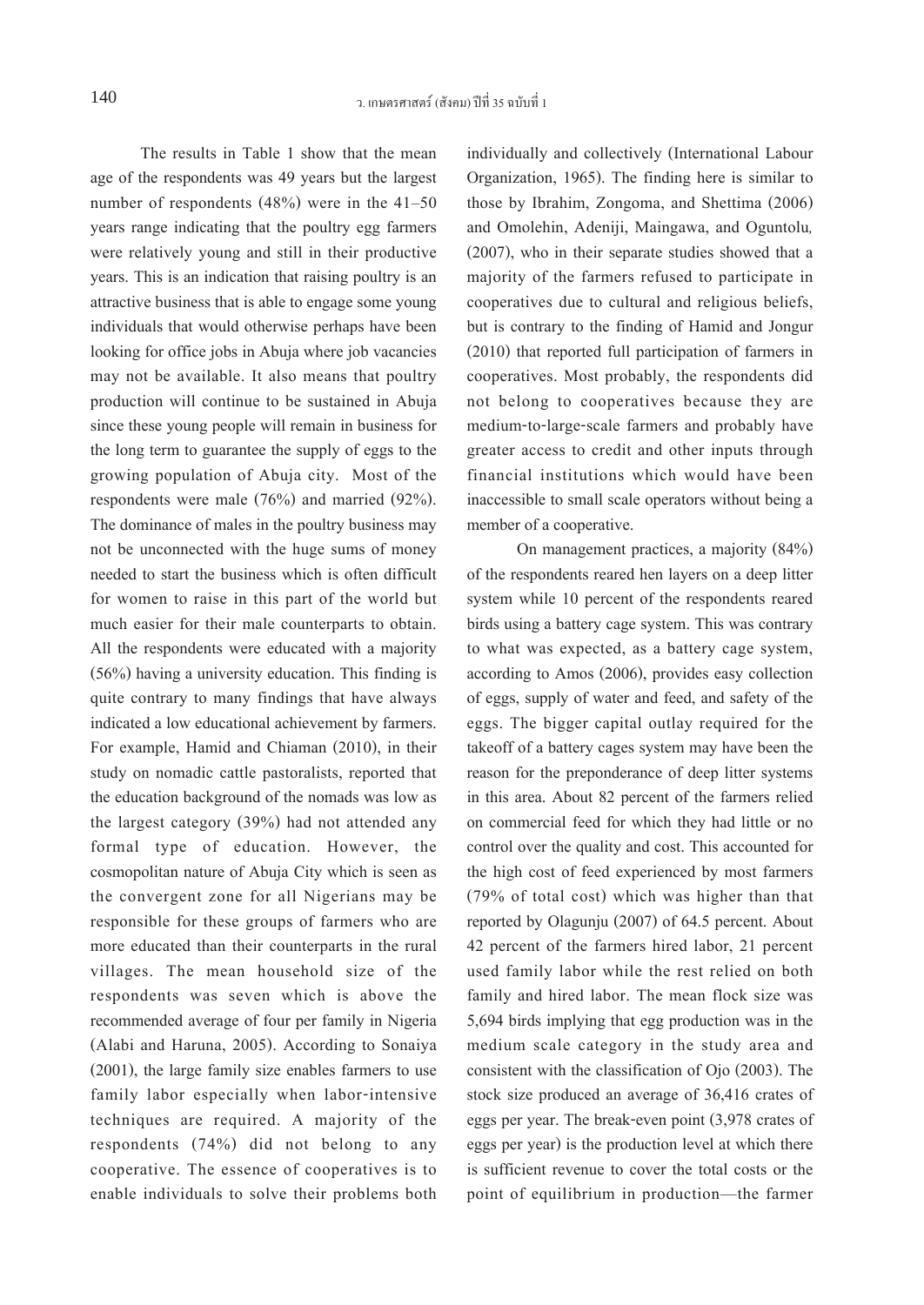The results in Table 1 show that the mean age of the respondents was 49 years but the largest number of respondents (48%) were in the 41–50 years range indicating that the poultry egg farmers were relatively young and still in their productive years. This is an indication that raising poultry is an attractive business that is able to engage some young individuals that would otherwise perhaps have been looking for office jobs in Abuja where job vacancies may not be available. It also means that poultry production will continue to be sustained in Abuja since these young people will remain in business for the long term to guarantee the supply of eggs to the growing population of Abuja city. Most of the respondents were male (76%) and married (92%). The dominance of males in the poultry business may not be unconnected with the huge sums of money needed to start the business which is often difficult for women to raise in this part of the world but much easier for their male counterparts to obtain. All the respondents were educated with a majority (56%) having a university education. This finding is quite contrary to many findings that have always indicated a low educational achievement by farmers. For example, Hamid and Chiaman (2010), in their study on nomadic cattle pastoralists, reported that the education background of the nomads was low as the largest category (39%) had not attended any formal type of education. However, the cosmopolitan nature of Abuja City which is seen as the convergent zone for all Nigerians may be responsible for these groups of farmers who are more educated than their counterparts in the rural villages. The mean household size of the respondents was seven which is above the recommended average of four per family in Nigeria (Alabi and Haruna, 2005). According to Sonaiya (2001), the large family size enables farmers to use family labor especially when labor-intensive techniques are required. A majority of the respondents (74%) did not belong to any cooperative. The essence of cooperatives is to enable individuals to solve their problems both individually and collectively (International Labour Organization, 1965). The finding here is similar to those by Ibrahim, Zongoma, and Shettima (2006) and Omolehin, Adeniji, Maingawa, and Oguntolu*,* (2007), who in their separate studies showed that a majority of the farmers refused to participate in cooperatives due to cultural and religious beliefs, but is contrary to the finding of Hamid and Jongur (2010) that reported full participation of farmers in cooperatives. Most probably, the respondents did not belong to cooperatives because they are medium-to-large-scale farmers and probably have greater access to credit and other inputs through financial institutions which would have been inaccessible to small scale operators without being a member of a cooperative.

On management practices, a majority (84%) of the respondents reared hen layers on a deep litter system while 10 percent of the respondents reared birds using a battery cage system. This was contrary to what was expected, as a battery cage system, according to Amos (2006), provides easy collection of eggs, supply of water and feed, and safety of the eggs. The bigger capital outlay required for the takeoff of a battery cages system may have been the reason for the preponderance of deep litter systems in this area. About 82 percent of the farmers relied on commercial feed for which they had little or no control over the quality and cost. This accounted for the high cost of feed experienced by most farmers (79% of total cost) which was higher than that reported by Olagunju (2007) of 64.5 percent. About 42 percent of the farmers hired labor, 21 percent used family labor while the rest relied on both family and hired labor. The mean flock size was 5,694 birds implying that egg production was in the medium scale category in the study area and consistent with the classification of Ojo (2003). The stock size produced an average of 36,416 crates of eggs per year. The break-even point (3,978 crates of eggs per year) is the production level at which there is sufficient revenue to cover the total costs or the point of equilibrium in production—the farmer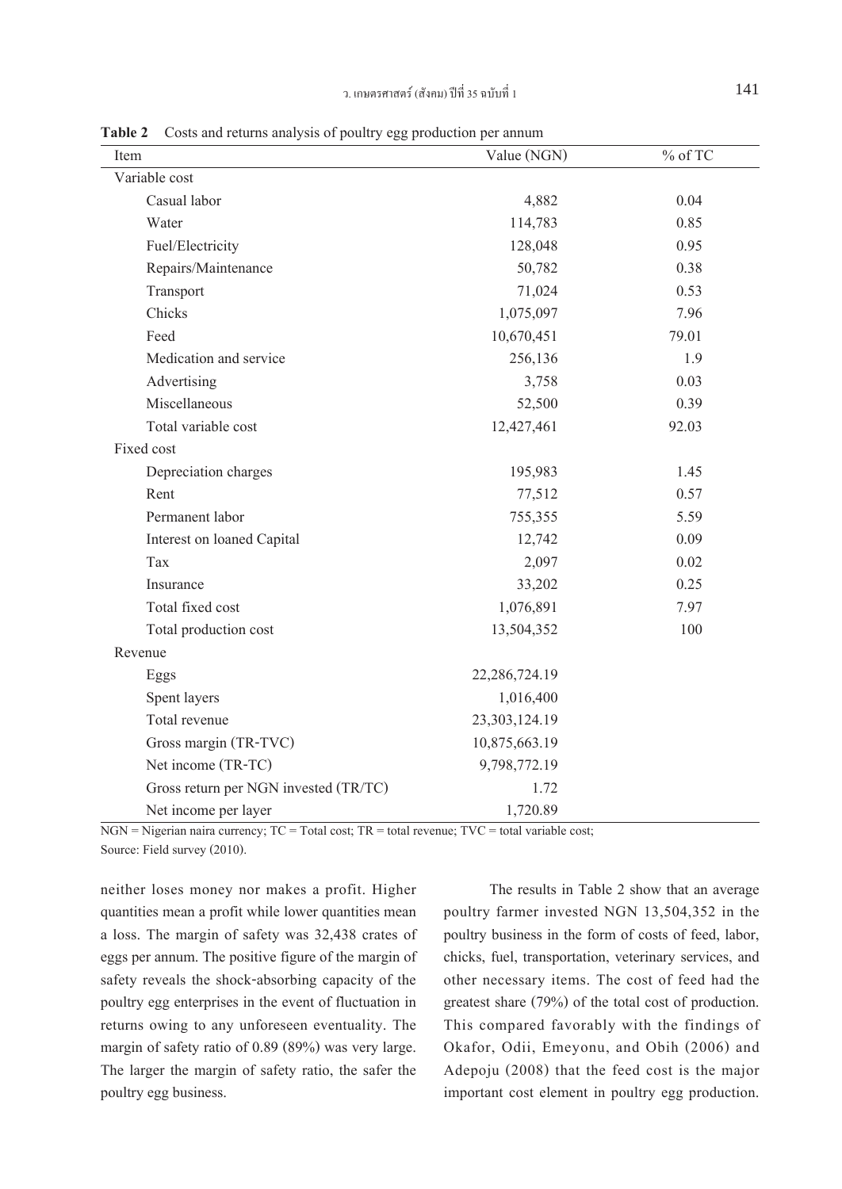**Table 2** Costs and returns analysis of poultry egg production per annum

| Item | Value (NGN) | % of TC |
|---|---|---|
| Variable cost | | |
| Casual labor | 4,882 | 0.04 |
| Water | 114,783 | 0.85 |
| Fuel/Electricity | 128,048 | 0.95 |
| Repairs/Maintenance | 50,782 | 0.38 |
| Transport | 71,024 | 0.53 |
| Chicks | 1,075,097 | 7.96 |
| Feed | 10,670,451 | 79.01 |
| Medication and service | 256,136 | 1.9 |
| Advertising | 3,758 | 0.03 |
| Miscellaneous | 52,500 | 0.39 |
| Total variable cost | 12,427,461 | 92.03 |
| Fixed cost | | |
| Depreciation charges | 195,983 | 1.45 |
| Rent | 77,512 | 0.57 |
| Permanent labor | 755,355 | 5.59 |
| Interest on loaned Capital | 12,742 | 0.09 |
| Tax | 2,097 | 0.02 |
| Insurance | 33,202 | 0.25 |
| Total fixed cost | 1,076,891 | 7.97 |
| Total production cost | 13,504,352 | 100 |
| Revenue | | |
| Eggs | 22,286,724.19 | |
| Spent layers | 1,016,400 | |
| Total revenue | 23,303,124.19 | |
| Gross margin (TR-TVC) | 10,875,663.19 | |
| Net income (TR-TC) | 9,798,772.19 | |
| Gross return per NGN invested (TR/TC) | 1.72 | |
| Net income per layer | 1,720.89 | |

NGN = Nigerian naira currency; TC = Total cost; TR = total revenue; TVC = total variable cost;
Source: Field survey (2010).

neither loses money nor makes a profit. Higher quantities mean a profit while lower quantities mean a loss. The margin of safety was 32,438 crates of eggs per annum. The positive figure of the margin of safety reveals the shock-absorbing capacity of the poultry egg enterprises in the event of fluctuation in returns owing to any unforeseen eventuality. The margin of safety ratio of 0.89 (89%) was very large. The larger the margin of safety ratio, the safer the poultry egg business.

The results in Table 2 show that an average poultry farmer invested NGN 13,504,352 in the poultry business in the form of costs of feed, labor, chicks, fuel, transportation, veterinary services, and other necessary items. The cost of feed had the greatest share (79%) of the total cost of production. This compared favorably with the findings of Okafor, Odii, Emeyonu, and Obih (2006) and Adepoju (2008) that the feed cost is the major important cost element in poultry egg production.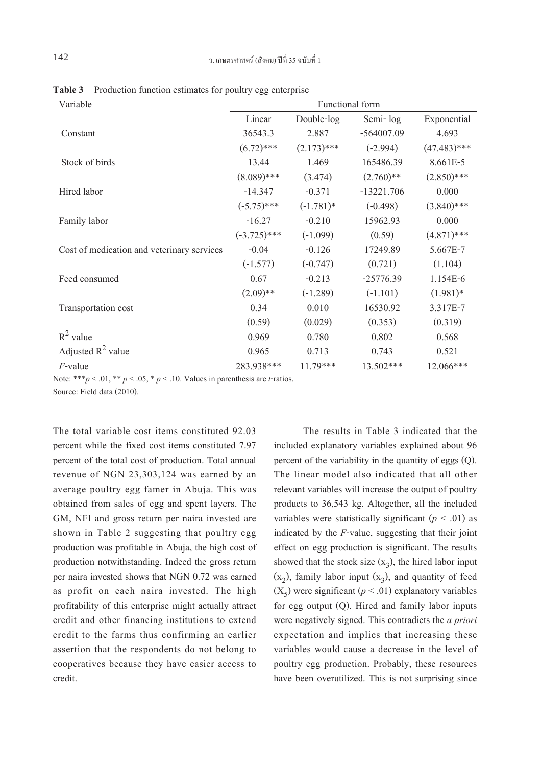**Table 3** Production function estimates for poultry egg enterprise

| Variable | Functional form | | | |
|---|---|---|---|---|
| | Linear | Double-log | Semi- log | Exponential |
| Constant | 36543.3 | 2.887 | -564007.09 | 4.693 |
| | (6.72)*** | (2.173)*** | (-2.994) | (47.483)*** |
| Stock of birds | 13.44 | 1.469 | 165486.39 | 8.661E-5 |
| | (8.089)*** | (3.474) | (2.760)** | (2.850)*** |
| Hired labor | -14.347 | -0.371 | -13221.706 | 0.000 |
| | (-5.75)*** | (-1.781)* | (-0.498) | (3.840)*** |
| Family labor | -16.27 | -0.210 | 15962.93 | 0.000 |
| | (-3.725)*** | (-1.099) | (0.59) | (4.871)*** |
| Cost of medication and veterinary services | -0.04 | -0.126 | 17249.89 | 5.667E-7 |
| | (-1.577) | (-0.747) | (0.721) | (1.104) |
| Feed consumed | 0.67 | -0.213 | -25776.39 | 1.154E-6 |
| | (2.09)** | (-1.289) | (-1.101) | (1.981)* |
| Transportation cost | 0.34 | 0.010 | 16530.92 | 3.317E-7 |
| | (0.59) | (0.029) | (0.353) | (0.319) |
| $R^2$ value | 0.969 | 0.780 | 0.802 | 0.568 |
| Adjusted $R^2$ value | 0.965 | 0.713 | 0.743 | 0.521 |
| *F*-value | 283.938*** | 11.79*** | 13.502*** | 12.066*** |

Note: ***$p < .01$, ** $p < .05$, * $p < .10$. Values in parenthesis are *t*-ratios.

Source: Field data (2010).

The total variable cost items constituted 92.03 percent while the fixed cost items constituted 7.97 percent of the total cost of production. Total annual revenue of NGN 23,303,124 was earned by an average poultry egg famer in Abuja. This was obtained from sales of egg and spent layers. The GM, NFI and gross return per naira invested are shown in Table 2 suggesting that poultry egg production was profitable in Abuja, the high cost of production notwithstanding. Indeed the gross return per naira invested shows that NGN 0.72 was earned as profit on each naira invested. The high profitability of this enterprise might actually attract credit and other financing institutions to extend credit to the farms thus confirming an earlier assertion that the respondents do not belong to cooperatives because they have easier access to credit.

The results in Table 3 indicated that the included explanatory variables explained about 96 percent of the variability in the quantity of eggs (Q). The linear model also indicated that all other relevant variables will increase the output of poultry products to 36,543 kg. Altogether, all the included variables were statistically significant ($p < .01$) as indicated by the *F*-value, suggesting that their joint effect on egg production is significant. The results showed that the stock size ($x_3$), the hired labor input ($x_2$), family labor input ($x_3$), and quantity of feed ($X_5$) were significant ($p < .01$) explanatory variables for egg output (Q). Hired and family labor inputs were negatively signed. This contradicts the *a priori* expectation and implies that increasing these variables would cause a decrease in the level of poultry egg production. Probably, these resources have been overutilized. This is not surprising since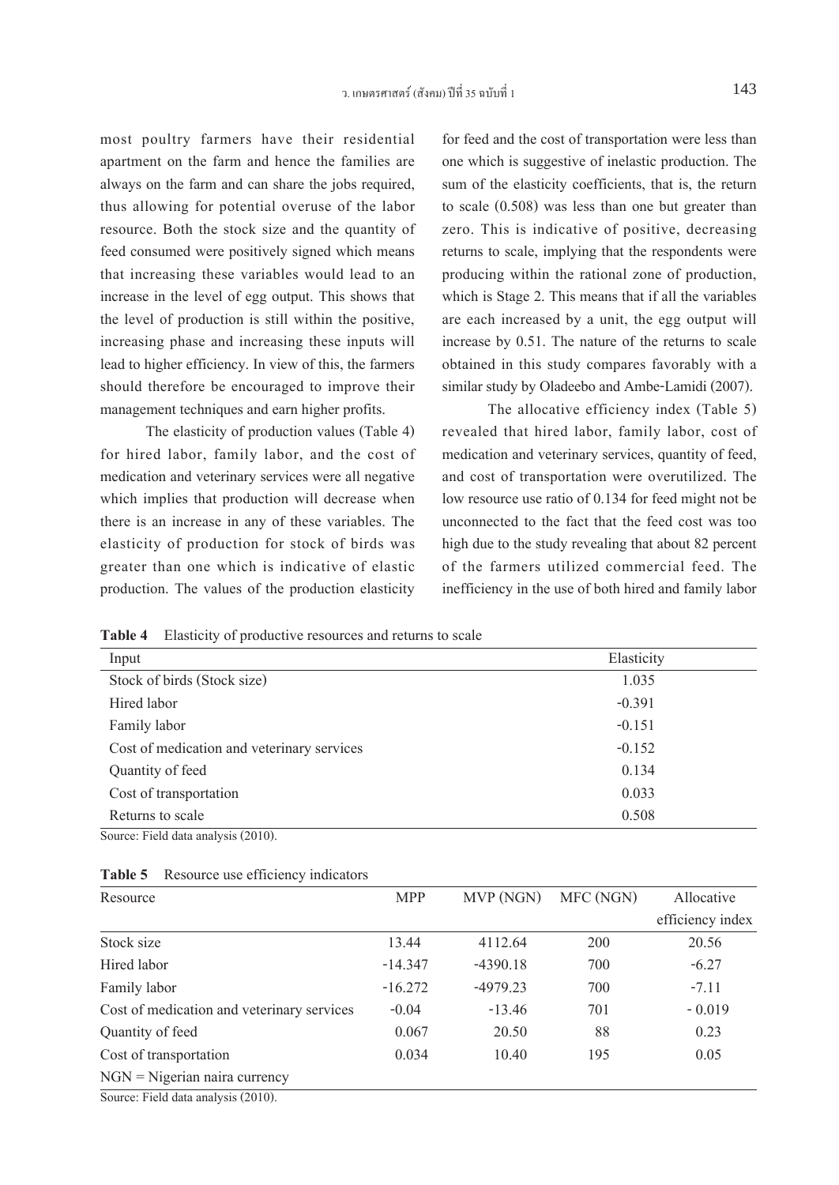most poultry farmers have their residential apartment on the farm and hence the families are always on the farm and can share the jobs required, thus allowing for potential overuse of the labor resource. Both the stock size and the quantity of feed consumed were positively signed which means that increasing these variables would lead to an increase in the level of egg output. This shows that the level of production is still within the positive, increasing phase and increasing these inputs will lead to higher efficiency. In view of this, the farmers should therefore be encouraged to improve their management techniques and earn higher profits.

The elasticity of production values (Table 4) for hired labor, family labor, and the cost of medication and veterinary services were all negative which implies that production will decrease when there is an increase in any of these variables. The elasticity of production for stock of birds was greater than one which is indicative of elastic production. The values of the production elasticity for feed and the cost of transportation were less than one which is suggestive of inelastic production. The sum of the elasticity coefficients, that is, the return to scale (0.508) was less than one but greater than zero. This is indicative of positive, decreasing returns to scale, implying that the respondents were producing within the rational zone of production, which is Stage 2. This means that if all the variables are each increased by a unit, the egg output will increase by 0.51. The nature of the returns to scale obtained in this study compares favorably with a similar study by Oladeebo and Ambe-Lamidi (2007).

The allocative efficiency index (Table 5) revealed that hired labor, family labor, cost of medication and veterinary services, quantity of feed, and cost of transportation were overutilized. The low resource use ratio of 0.134 for feed might not be unconnected to the fact that the feed cost was too high due to the study revealing that about 82 percent of the farmers utilized commercial feed. The inefficiency in the use of both hired and family labor

**Table 4** Elasticity of productive resources and returns to scale

| Input | Elasticity |
|---|---|
| Stock of birds (Stock size) | 1.035 |
| Hired labor | -0.391 |
| Family labor | -0.151 |
| Cost of medication and veterinary services | -0.152 |
| Quantity of feed | 0.134 |
| Cost of transportation | 0.033 |
| Returns to scale | 0.508 |

Source: Field data analysis (2010).

**Table 5** Resource use efficiency indicators

| Resource | MPP | MVP (NGN) | MFC (NGN) | Allocative efficiency index |
|---|---|---|---|---|
| Stock size | 13.44 | 4112.64 | 200 | 20.56 |
| Hired labor | -14.347 | -4390.18 | 700 | -6.27 |
| Family labor | -16.272 | -4979.23 | 700 | -7.11 |
| Cost of medication and veterinary services | -0.04 | -13.46 | 701 | - 0.019 |
| Quantity of feed | 0.067 | 20.50 | 88 | 0.23 |
| Cost of transportation | 0.034 | 10.40 | 195 | 0.05 |
| NGN = Nigerian naira currency | | | | |

Source: Field data analysis (2010).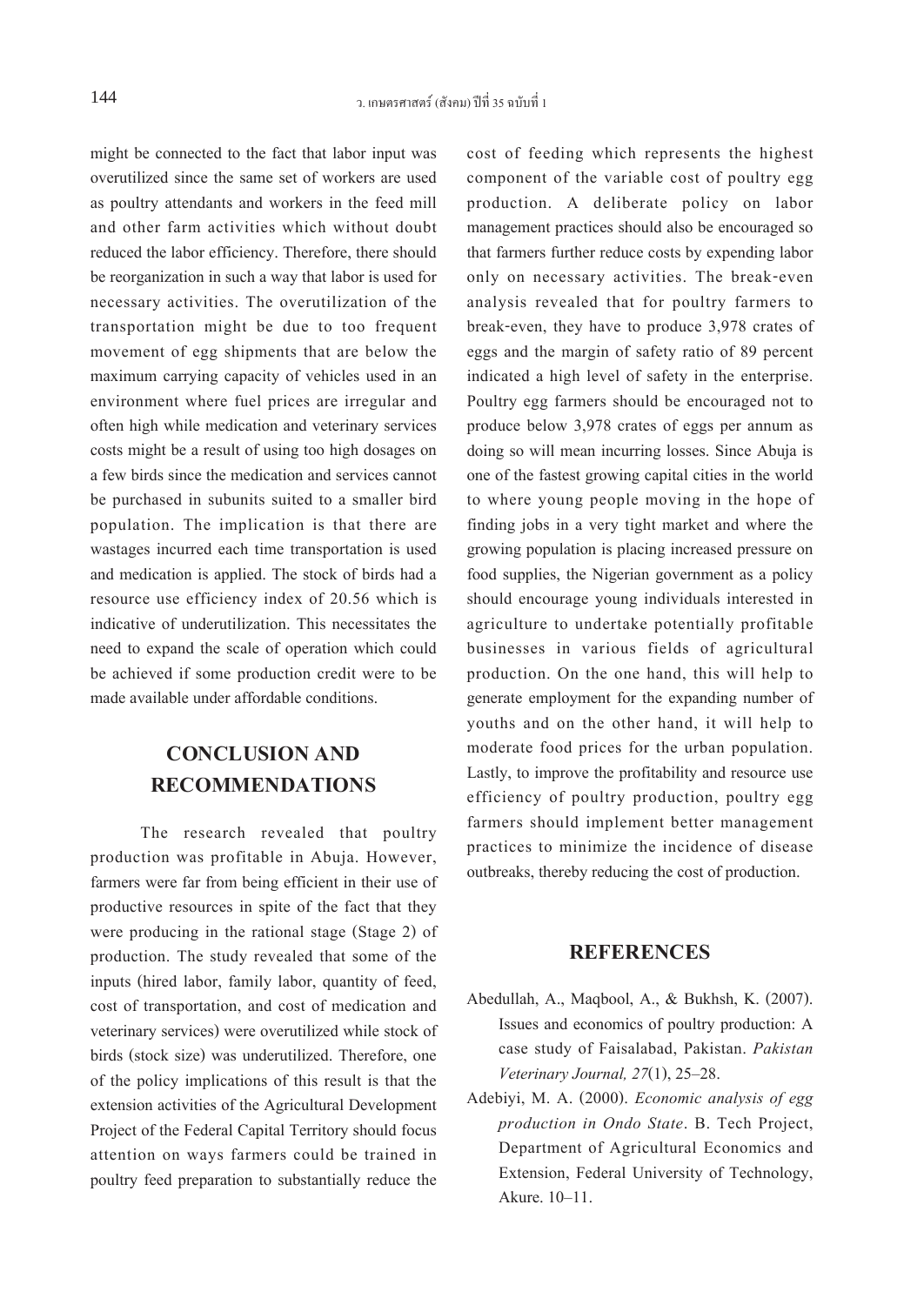might be connected to the fact that labor input was overutilized since the same set of workers are used as poultry attendants and workers in the feed mill and other farm activities which without doubt reduced the labor efficiency. Therefore, there should be reorganization in such a way that labor is used for necessary activities. The overutilization of the transportation might be due to too frequent movement of egg shipments that are below the maximum carrying capacity of vehicles used in an environment where fuel prices are irregular and often high while medication and veterinary services costs might be a result of using too high dosages on a few birds since the medication and services cannot be purchased in subunits suited to a smaller bird population. The implication is that there are wastages incurred each time transportation is used and medication is applied. The stock of birds had a resource use efficiency index of 20.56 which is indicative of underutilization. This necessitates the need to expand the scale of operation which could be achieved if some production credit were to be made available under affordable conditions.

## CONCLUSION AND RECOMMENDATIONS

The research revealed that poultry production was profitable in Abuja. However, farmers were far from being efficient in their use of productive resources in spite of the fact that they were producing in the rational stage (Stage 2) of production. The study revealed that some of the inputs (hired labor, family labor, quantity of feed, cost of transportation, and cost of medication and veterinary services) were overutilized while stock of birds (stock size) was underutilized. Therefore, one of the policy implications of this result is that the extension activities of the Agricultural Development Project of the Federal Capital Territory should focus attention on ways farmers could be trained in poultry feed preparation to substantially reduce the cost of feeding which represents the highest component of the variable cost of poultry egg production. A deliberate policy on labor management practices should also be encouraged so that farmers further reduce costs by expending labor only on necessary activities. The break-even analysis revealed that for poultry farmers to break-even, they have to produce 3,978 crates of eggs and the margin of safety ratio of 89 percent indicated a high level of safety in the enterprise. Poultry egg farmers should be encouraged not to produce below 3,978 crates of eggs per annum as doing so will mean incurring losses. Since Abuja is one of the fastest growing capital cities in the world to where young people moving in the hope of finding jobs in a very tight market and where the growing population is placing increased pressure on food supplies, the Nigerian government as a policy should encourage young individuals interested in agriculture to undertake potentially profitable businesses in various fields of agricultural production. On the one hand, this will help to generate employment for the expanding number of youths and on the other hand, it will help to moderate food prices for the urban population. Lastly, to improve the profitability and resource use efficiency of poultry production, poultry egg farmers should implement better management practices to minimize the incidence of disease outbreaks, thereby reducing the cost of production.

## REFERENCES

Abedullah, A., Maqbool, A., & Bukhsh, K. (2007). Issues and economics of poultry production: A case study of Faisalabad, Pakistan. *Pakistan Veterinary Journal, 27*(1), 25–28.

Adebiyi, M. A. (2000). *Economic analysis of egg production in Ondo State*. B. Tech Project, Department of Agricultural Economics and Extension, Federal University of Technology, Akure. 10–11.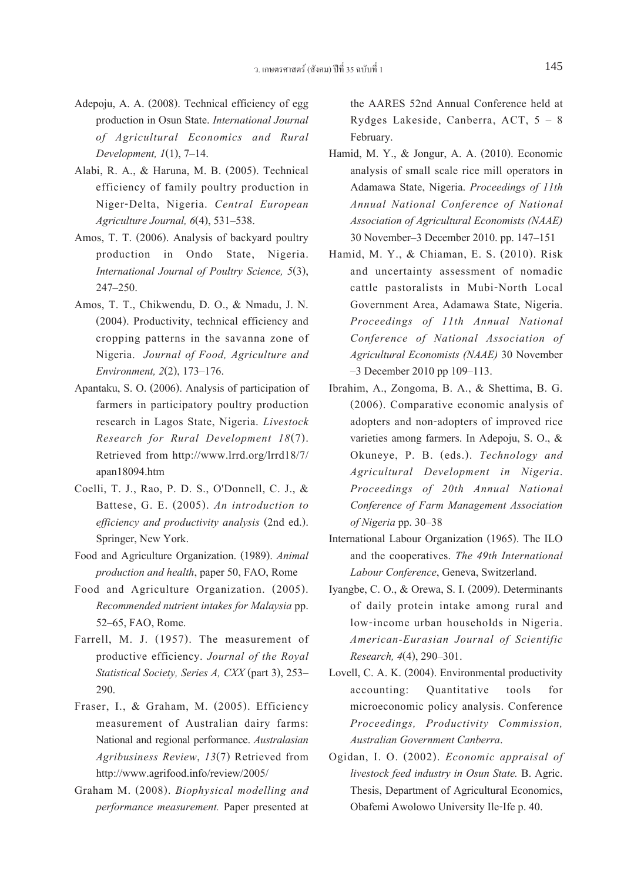Adepoju, A. A. (2008). Technical efficiency of egg production in Osun State. *International Journal of Agricultural Economics and Rural Development, 1*(1), 7–14.

Alabi, R. A., & Haruna, M. B. (2005). Technical efficiency of family poultry production in Niger-Delta, Nigeria. *Central European Agriculture Journal, 6*(4), 531–538.

Amos, T. T. (2006). Analysis of backyard poultry production in Ondo State, Nigeria. *International Journal of Poultry Science, 5*(3), 247–250.

Amos, T. T., Chikwendu, D. O., & Nmadu, J. N. (2004). Productivity, technical efficiency and cropping patterns in the savanna zone of Nigeria. *Journal of Food, Agriculture and Environment, 2*(2), 173–176.

Apantaku, S. O. (2006). Analysis of participation of farmers in participatory poultry production research in Lagos State, Nigeria. *Livestock Research for Rural Development 18*(7). Retrieved from http://www.lrrd.org/lrrd18/7/apan18094.htm

Coelli, T. J., Rao, P. D. S., O'Donnell, C. J., & Battese, G. E. (2005). *An introduction to efficiency and productivity analysis* (2nd ed.). Springer, New York.

Food and Agriculture Organization. (1989). *Animal production and health*, paper 50, FAO, Rome

Food and Agriculture Organization. (2005). *Recommended nutrient intakes for Malaysia* pp. 52–65, FAO, Rome.

Farrell, M. J. (1957). The measurement of productive efficiency. *Journal of the Royal Statistical Society, Series A, CXX* (part 3), 253–290.

Fraser, I., & Graham, M. (2005). Efficiency measurement of Australian dairy farms: National and regional performance. *Australasian Agribusiness Review*, *13*(7) Retrieved from http://www.agrifood.info/review/2005/

Graham M. (2008). *Biophysical modelling and performance measurement.* Paper presented at the AARES 52nd Annual Conference held at Rydges Lakeside, Canberra, ACT, 5 – 8 February.

Hamid, M. Y., & Jongur, A. A. (2010). Economic analysis of small scale rice mill operators in Adamawa State, Nigeria. *Proceedings of 11th Annual National Conference of National Association of Agricultural Economists (NAAE)* 30 November–3 December 2010. pp. 147–151

Hamid, M. Y., & Chiaman, E. S. (2010). Risk and uncertainty assessment of nomadic cattle pastoralists in Mubi-North Local Government Area, Adamawa State, Nigeria. *Proceedings of 11th Annual National Conference of National Association of Agricultural Economists (NAAE)* 30 November –3 December 2010 pp 109–113.

Ibrahim, A., Zongoma, B. A., & Shettima, B. G. (2006). Comparative economic analysis of adopters and non-adopters of improved rice varieties among farmers. In Adepoju, S. O., & Okuneye, P. B. (eds.). *Technology and Agricultural Development in Nigeria. Proceedings of 20th Annual National Conference of Farm Management Association of Nigeria* pp. 30–38

International Labour Organization (1965). The ILO and the cooperatives. *The 49th International Labour Conference*, Geneva, Switzerland.

Iyangbe, C. O., & Orewa, S. I. (2009). Determinants of daily protein intake among rural and low-income urban households in Nigeria. *American-Eurasian Journal of Scientific Research, 4*(4), 290–301.

Lovell, C. A. K. (2004). Environmental productivity accounting: Quantitative tools for microeconomic policy analysis. Conference *Proceedings, Productivity Commission, Australian Government Canberra*.

Ogidan, I. O. (2002). *Economic appraisal of livestock feed industry in Osun State.* B. Agric. Thesis, Department of Agricultural Economics, Obafemi Awolowo University Ile-Ife p. 40.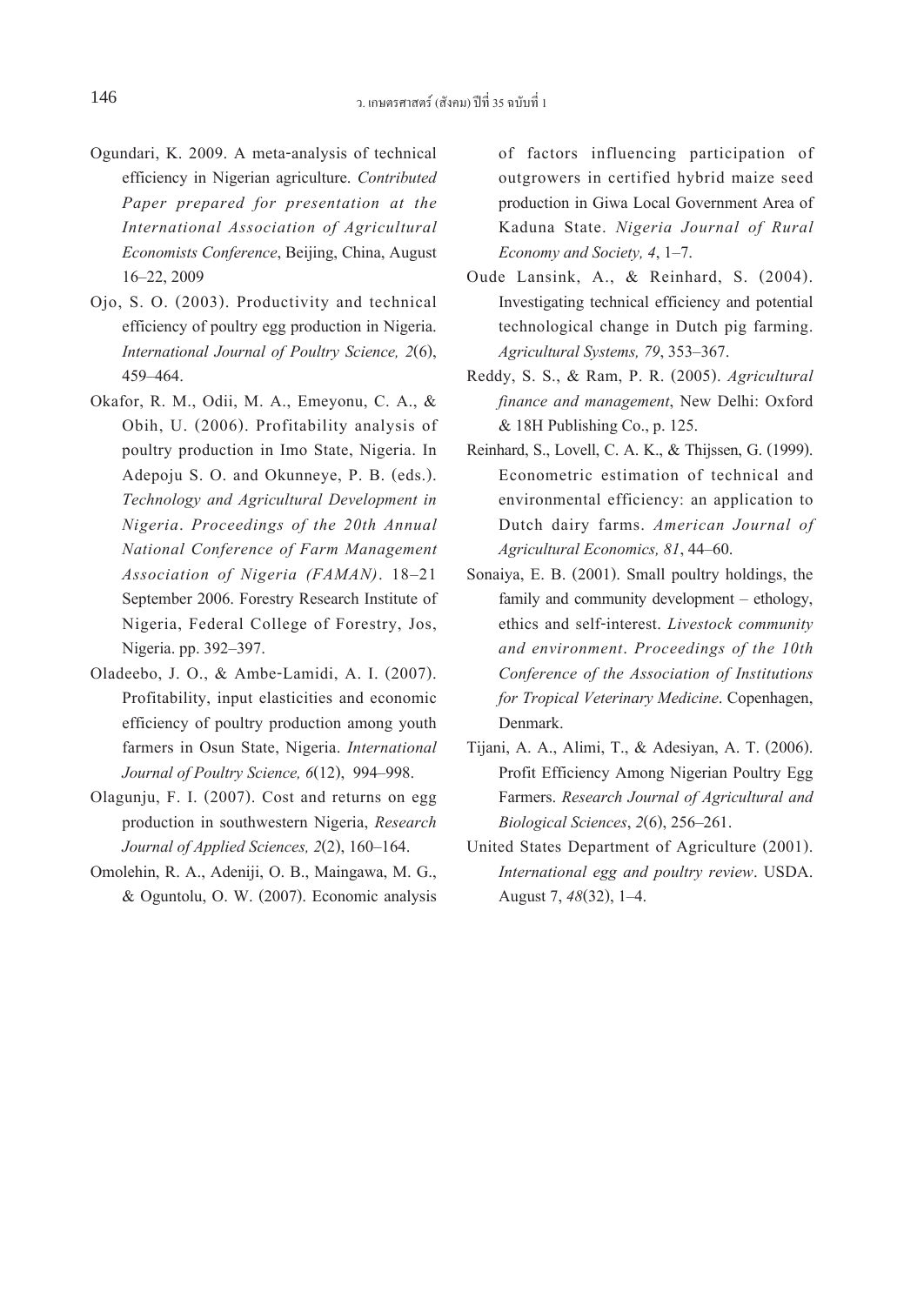Ogundari, K. 2009. A meta-analysis of technical efficiency in Nigerian agriculture. *Contributed Paper prepared for presentation at the International Association of Agricultural Economists Conference*, Beijing, China, August 16–22, 2009

Ojo, S. O. (2003). Productivity and technical efficiency of poultry egg production in Nigeria. *International Journal of Poultry Science, 2*(6), 459–464.

Okafor, R. M., Odii, M. A., Emeyonu, C. A., & Obih, U. (2006). Profitability analysis of poultry production in Imo State, Nigeria. In Adepoju S. O. and Okunneye, P. B. (eds.). *Technology and Agricultural Development in Nigeria. Proceedings of the 20th Annual National Conference of Farm Management Association of Nigeria (FAMAN)*. 18–21 September 2006. Forestry Research Institute of Nigeria, Federal College of Forestry, Jos, Nigeria. pp. 392–397.

Oladeebo, J. O., & Ambe-Lamidi, A. I. (2007). Profitability, input elasticities and economic efficiency of poultry production among youth farmers in Osun State, Nigeria. *International Journal of Poultry Science, 6*(12), 994–998.

Olagunju, F. I. (2007). Cost and returns on egg production in southwestern Nigeria, *Research Journal of Applied Sciences, 2*(2), 160–164.

Omolehin, R. A., Adeniji, O. B., Maingawa, M. G., & Oguntolu, O. W. (2007). Economic analysis of factors influencing participation of outgrowers in certified hybrid maize seed production in Giwa Local Government Area of Kaduna State. *Nigeria Journal of Rural Economy and Society, 4*, 1–7.

Oude Lansink, A., & Reinhard, S. (2004). Investigating technical efficiency and potential technological change in Dutch pig farming. *Agricultural Systems, 79*, 353–367.

Reddy, S. S., & Ram, P. R. (2005). *Agricultural finance and management*, New Delhi: Oxford & 18H Publishing Co., p. 125.

Reinhard, S., Lovell, C. A. K., & Thijssen, G. (1999). Econometric estimation of technical and environmental efficiency: an application to Dutch dairy farms. *American Journal of Agricultural Economics, 81*, 44–60.

Sonaiya, E. B. (2001). Small poultry holdings, the family and community development – ethology, ethics and self-interest. *Livestock community and environment. Proceedings of the 10th Conference of the Association of Institutions for Tropical Veterinary Medicine*. Copenhagen, Denmark.

Tijani, A. A., Alimi, T., & Adesiyan, A. T. (2006). Profit Efficiency Among Nigerian Poultry Egg Farmers. *Research Journal of Agricultural and Biological Sciences*, *2*(6), 256–261.

United States Department of Agriculture (2001). *International egg and poultry review*. USDA. August 7, *48*(32), 1–4.